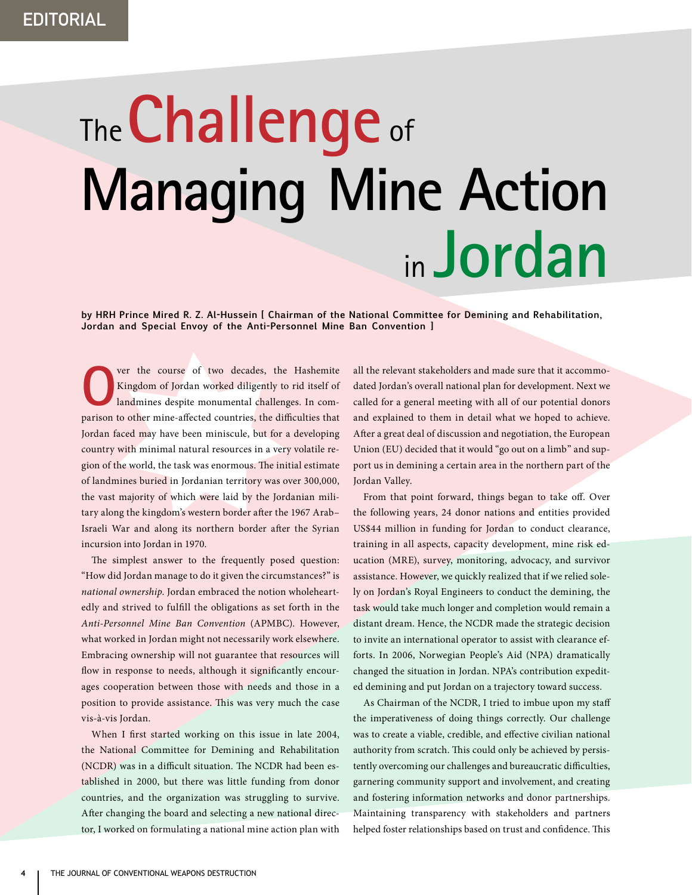EDITORIAL

# The Challenge of Managing Mine Action in Jordan

**by HRH Prince Mired R. Z. Al-Hussein [ Chairman of the National Committee for Demining and Rehabilitation, Jordan and Special Envoy of the Anti-Personnel Mine Ban Convention ]**

Over the course of two decades, the Hashemite Kingdom of Jordan worked diligently to rid itself of landmines despite monumental challenges. In comparison to other mine-affected countries, the difficulties that Jordan faced may have been miniscule, but for a developing country with minimal natural resources in a very volatile region of the world, the task was enormous. The initial estimate of landmines buried in Jordanian territory was over 300,000, the vast majority of which were laid by the Jordanian military along the kingdom's western border after the 1967 Arab–Israeli War and along its northern border after the Syrian incursion into Jordan in 1970.

The simplest answer to the frequently posed question: "How did Jordan manage to do it given the circumstances?" is *national ownership.* Jordan embraced the notion wholeheartedly and strived to fulfill the obligations as set forth in the *Anti-Personnel Mine Ban Convention* (APMBC). However, what worked in Jordan might not necessarily work elsewhere. Embracing ownership will not guarantee that resources will flow in response to needs, although it significantly encourages cooperation between those with needs and those in a position to provide assistance. This was very much the case vis-à-vis Jordan.

When I first started working on this issue in late 2004, the National Committee for Demining and Rehabilitation (NCDR) was in a difficult situation. The NCDR had been established in 2000, but there was little funding from donor countries, and the organization was struggling to survive. After changing the board and selecting a new national director, I worked on formulating a national mine action plan with all the relevant stakeholders and made sure that it accommodated Jordan's overall national plan for development. Next we called for a general meeting with all of our potential donors and explained to them in detail what we hoped to achieve. After a great deal of discussion and negotiation, the European Union (EU) decided that it would "go out on a limb" and support us in demining a certain area in the northern part of the Jordan Valley.

From that point forward, things began to take off. Over the following years, 24 donor nations and entities provided US$44 million in funding for Jordan to conduct clearance, training in all aspects, capacity development, mine risk education (MRE), survey, monitoring, advocacy, and survivor assistance. However, we quickly realized that if we relied solely on Jordan's Royal Engineers to conduct the demining, the task would take much longer and completion would remain a distant dream. Hence, the NCDR made the strategic decision to invite an international operator to assist with clearance efforts. In 2006, Norwegian People's Aid (NPA) dramatically changed the situation in Jordan. NPA's contribution expedited demining and put Jordan on a trajectory toward success.

As Chairman of the NCDR, I tried to imbue upon my staff the imperativeness of doing things correctly. Our challenge was to create a viable, credible, and effective civilian national authority from scratch. This could only be achieved by persistently overcoming our challenges and bureaucratic difficulties, garnering community support and involvement, and creating and fostering information networks and donor partnerships. Maintaining transparency with stakeholders and partners helped foster relationships based on trust and confidence. This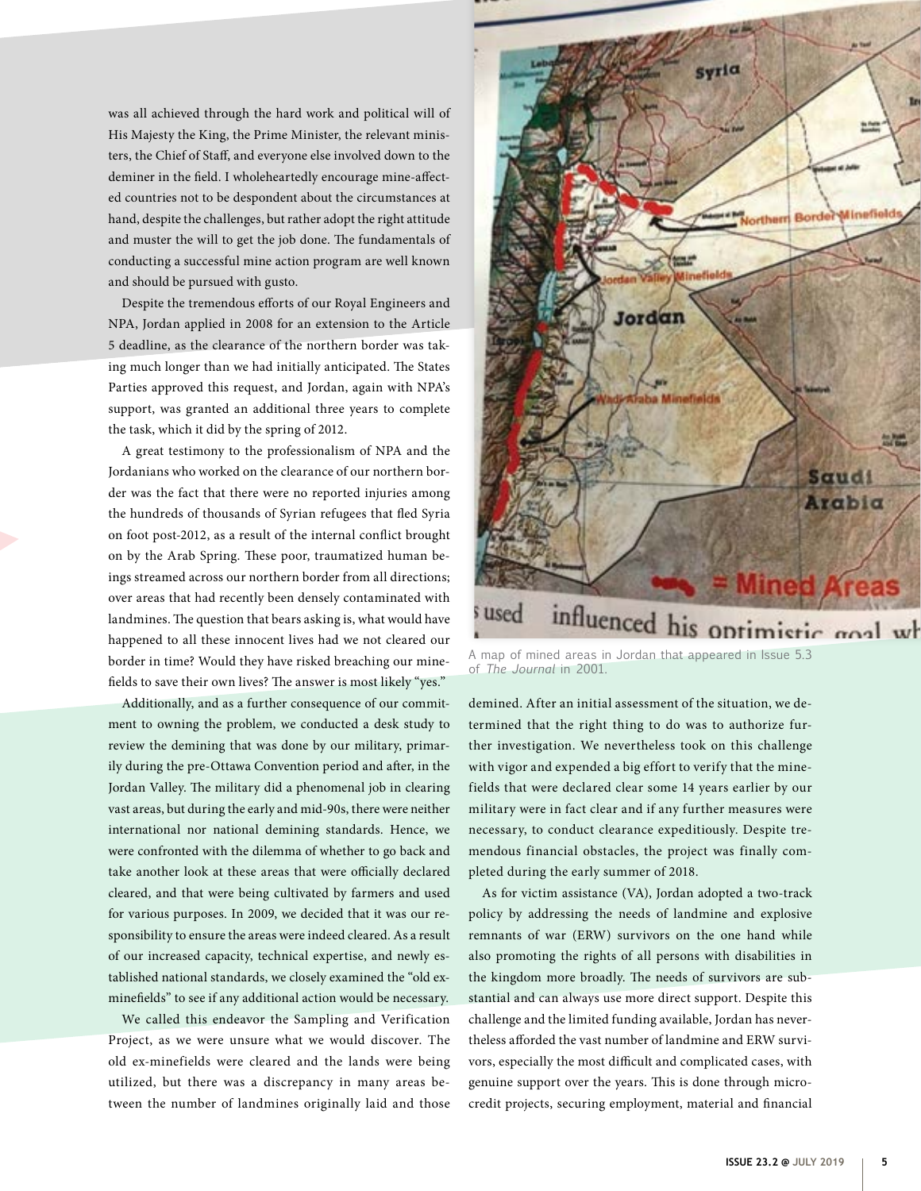was all achieved through the hard work and political will of His Majesty the King, the Prime Minister, the relevant ministers, the Chief of Staff, and everyone else involved down to the deminer in the field. I wholeheartedly encourage mine-affected countries not to be despondent about the circumstances at hand, despite the challenges, but rather adopt the right attitude and muster the will to get the job done. The fundamentals of conducting a successful mine action program are well known and should be pursued with gusto.

Despite the tremendous efforts of our Royal Engineers and NPA, Jordan applied in 2008 for an extension to the Article 5 deadline, as the clearance of the northern border was taking much longer than we had initially anticipated. The States Parties approved this request, and Jordan, again with NPA's support, was granted an additional three years to complete the task, which it did by the spring of 2012.

A great testimony to the professionalism of NPA and the Jordanians who worked on the clearance of our northern border was the fact that there were no reported injuries among the hundreds of thousands of Syrian refugees that fled Syria on foot post-2012, as a result of the internal conflict brought on by the Arab Spring. These poor, traumatized human beings streamed across our northern border from all directions; over areas that had recently been densely contaminated with landmines. The question that bears asking is, what would have happened to all these innocent lives had we not cleared our border in time? Would they have risked breaching our minefields to save their own lives? The answer is most likely "yes."

Additionally, and as a further consequence of our commitment to owning the problem, we conducted a desk study to review the demining that was done by our military, primarily during the pre-Ottawa Convention period and after, in the Jordan Valley. The military did a phenomenal job in clearing vast areas, but during the early and mid-90s, there were neither international nor national demining standards. Hence, we were confronted with the dilemma of whether to go back and take another look at these areas that were officially declared cleared, and that were being cultivated by farmers and used for various purposes. In 2009, we decided that it was our responsibility to ensure the areas were indeed cleared. As a result of our increased capacity, technical expertise, and newly established national standards, we closely examined the "old ex-minefields" to see if any additional action would be necessary.

We called this endeavor the Sampling and Verification Project, as we were unsure what we would discover. The old ex-minefields were cleared and the lands were being utilized, but there was a discrepancy in many areas between the number of landmines originally laid and those demined. After an initial assessment of the situation, we determined that the right thing to do was to authorize further investigation. We nevertheless took on this challenge with vigor and expended a big effort to verify that the minefields that were declared clear some 14 years earlier by our military were in fact clear and if any further measures were necessary, to conduct clearance expeditiously. Despite tremendous financial obstacles, the project was finally completed during the early summer of 2018.

As for victim assistance (VA), Jordan adopted a two-track policy by addressing the needs of landmine and explosive remnants of war (ERW) survivors on the one hand while also promoting the rights of all persons with disabilities in the kingdom more broadly. The needs of survivors are substantial and can always use more direct support. Despite this challenge and the limited funding available, Jordan has nevertheless afforded the vast number of landmine and ERW survivors, especially the most difficult and complicated cases, with genuine support over the years. This is done through microcredit projects, securing employment, material and financial

A map of mined areas in Jordan that appeared in Issue 5.3 of *The Journal* in 2001.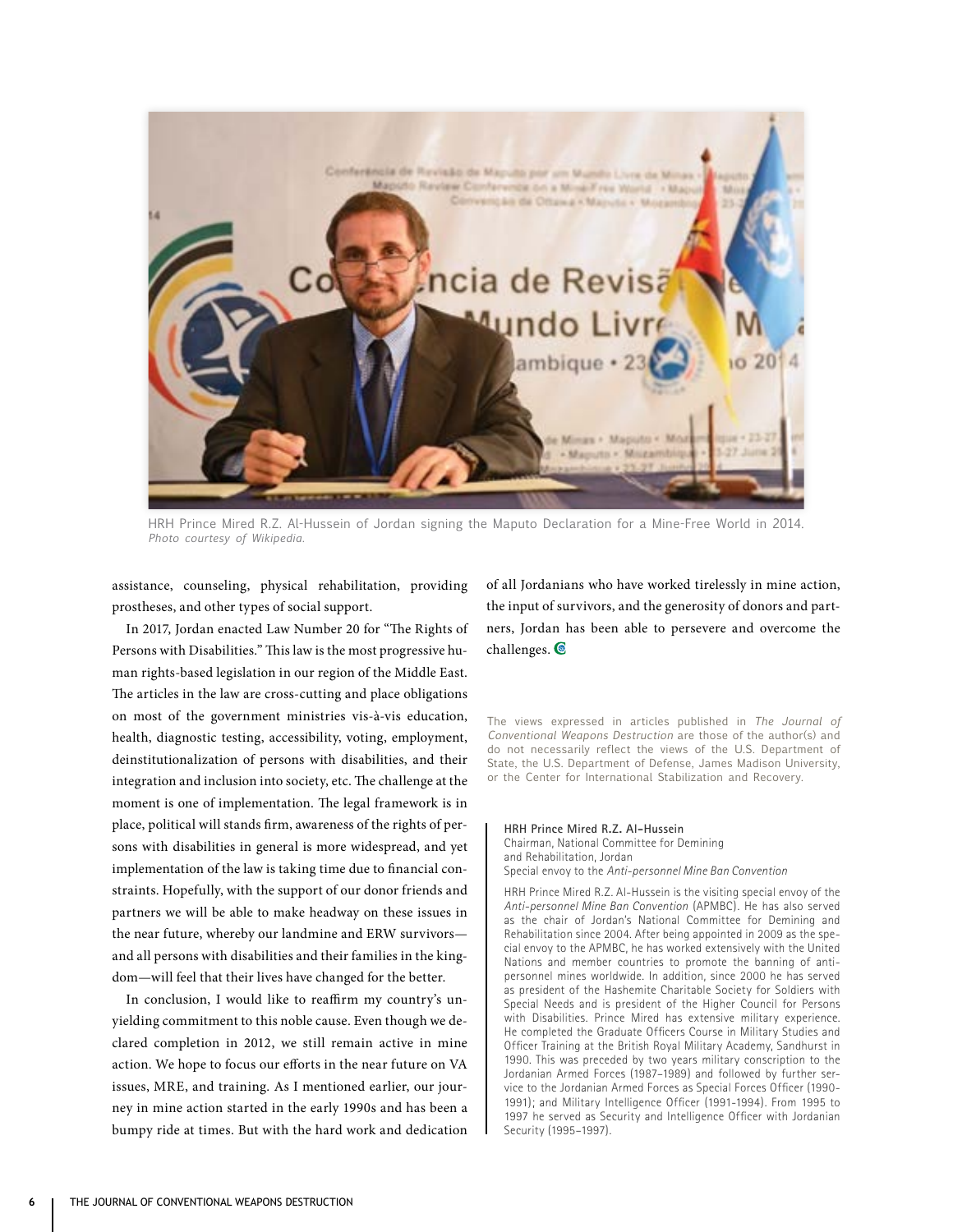HRH Prince Mired R.Z. Al-Hussein of Jordan signing the Maputo Declaration for a Mine-Free World in 2014. *Photo courtesy of Wikipedia.*

assistance, counseling, physical rehabilitation, providing prostheses, and other types of social support.

In 2017, Jordan enacted Law Number 20 for "The Rights of Persons with Disabilities." This law is the most progressive human rights-based legislation in our region of the Middle East. The articles in the law are cross-cutting and place obligations on most of the government ministries vis-à-vis education, health, diagnostic testing, accessibility, voting, employment, deinstitutionalization of persons with disabilities, and their integration and inclusion into society, etc. The challenge at the moment is one of implementation. The legal framework is in place, political will stands firm, awareness of the rights of persons with disabilities in general is more widespread, and yet implementation of the law is taking time due to financial constraints. Hopefully, with the support of our donor friends and partners we will be able to make headway on these issues in the near future, whereby our landmine and ERW survivors—and all persons with disabilities and their families in the kingdom—will feel that their lives have changed for the better.

In conclusion, I would like to reaffirm my country's unyielding commitment to this noble cause. Even though we declared completion in 2012, we still remain active in mine action. We hope to focus our efforts in the near future on VA issues, MRE, and training. As I mentioned earlier, our journey in mine action started in the early 1990s and has been a bumpy ride at times. But with the hard work and dedication of all Jordanians who have worked tirelessly in mine action, the input of survivors, and the generosity of donors and partners, Jordan has been able to persevere and overcome the challenges.

The views expressed in articles published in *The Journal of Conventional Weapons Destruction* are those of the author(s) and do not necessarily reflect the views of the U.S. Department of State, the U.S. Department of Defense, James Madison University, or the Center for International Stabilization and Recovery.

**HRH Prince Mired R.Z. Al-Hussein**
Chairman, National Committee for Demining and Rehabilitation, Jordan
Special envoy to the *Anti-personnel Mine Ban Convention*

HRH Prince Mired R.Z. Al-Hussein is the visiting special envoy of the *Anti-personnel Mine Ban Convention* (APMBC). He has also served as the chair of Jordan's National Committee for Demining and Rehabilitation since 2004. After being appointed in 2009 as the special envoy to the APMBC, he has worked extensively with the United Nations and member countries to promote the banning of anti-personnel mines worldwide. In addition, since 2000 he has served as president of the Hashemite Charitable Society for Soldiers with Special Needs and is president of the Higher Council for Persons with Disabilities. Prince Mired has extensive military experience. He completed the Graduate Officers Course in Military Studies and Officer Training at the British Royal Military Academy, Sandhurst in 1990. This was preceded by two years military conscription to the Jordanian Armed Forces (1987–1989) and followed by further service to the Jordanian Armed Forces as Special Forces Officer (1990-1991); and Military Intelligence Officer (1991-1994). From 1995 to 1997 he served as Security and Intelligence Officer with Jordanian Security (1995–1997).